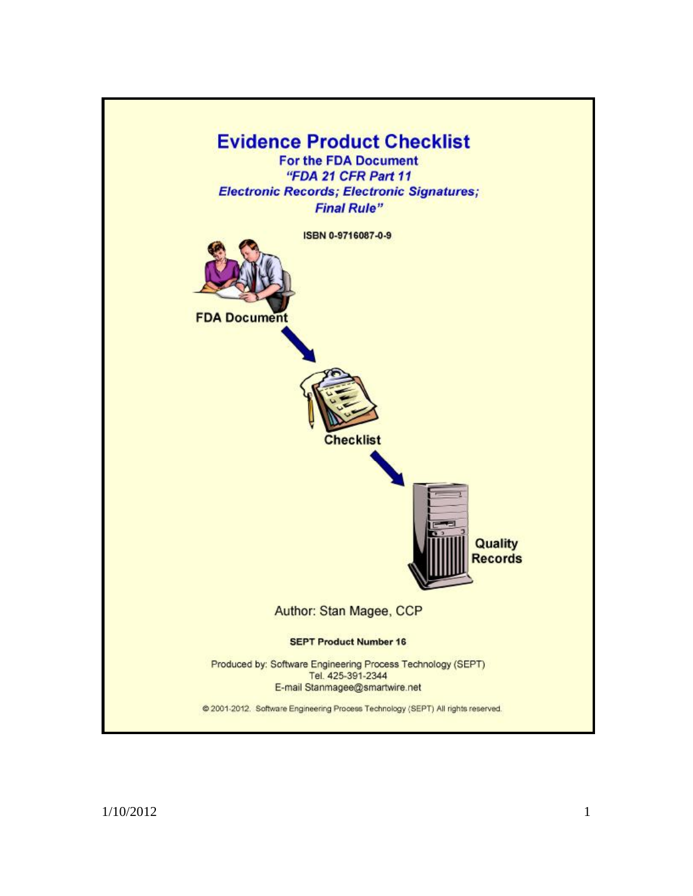# Evidence Product Checklist

## For the FDA Document

## *"FDA 21 CFR Part 11 Electronic Records; Electronic Signatures; Final Rule"*

**ISBN 0-9716087-0-9**

**FDA Document**

**Checklist**

**Quality Records**

Author: Stan Magee, CCP

**SEPT Product Number 16**

Produced by: Software Engineering Process Technology (SEPT)
Tel. 425-391-2344
E-mail Stanmagee@smartwire.net

© 2001-2012. Software Engineering Process Technology (SEPT) All rights reserved.

1/10/2012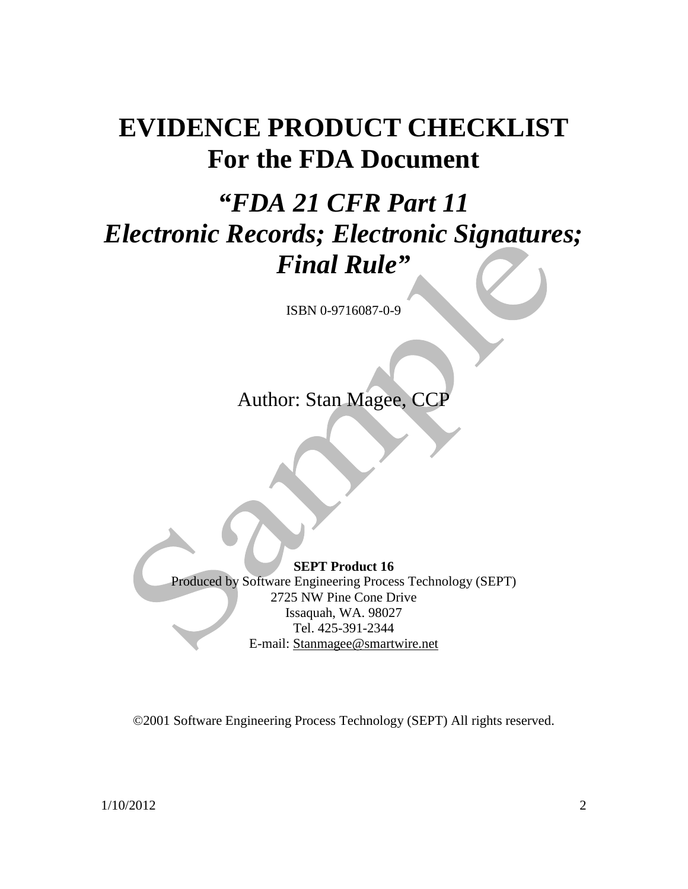# EVIDENCE PRODUCT CHECKLIST
# For the FDA Document

## *"FDA 21 CFR Part 11 Electronic Records; Electronic Signatures; Final Rule"*

ISBN 0-9716087-0-9

Author: Stan Magee, CCP

**SEPT Product 16**
Produced by Software Engineering Process Technology (SEPT)
2725 NW Pine Cone Drive
Issaquah, WA. 98027
Tel. 425-391-2344
E-mail: Stanmagee@smartwire.net

©2001 Software Engineering Process Technology (SEPT) All rights reserved.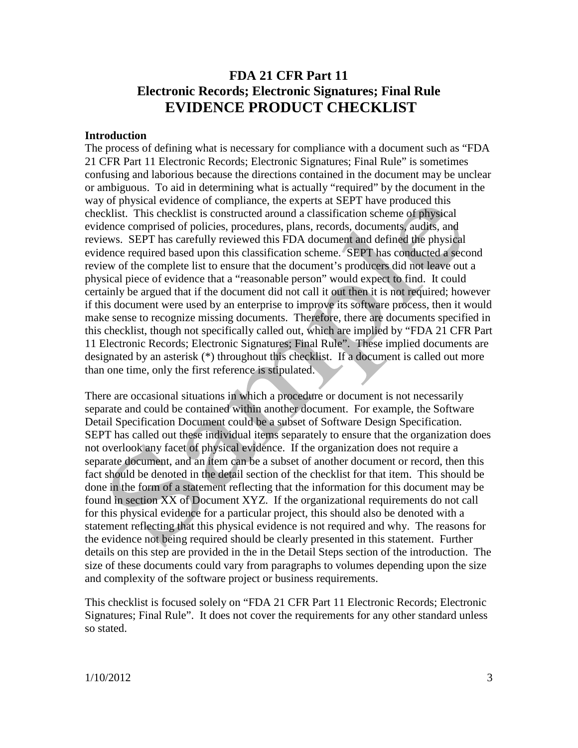# FDA 21 CFR Part 11
# Electronic Records; Electronic Signatures; Final Rule
# EVIDENCE PRODUCT CHECKLIST

**Introduction**

The process of defining what is necessary for compliance with a document such as "FDA 21 CFR Part 11 Electronic Records; Electronic Signatures; Final Rule" is sometimes confusing and laborious because the directions contained in the document may be unclear or ambiguous. To aid in determining what is actually "required" by the document in the way of physical evidence of compliance, the experts at SEPT have produced this checklist. This checklist is constructed around a classification scheme of physical evidence comprised of policies, procedures, plans, records, documents, audits, and reviews. SEPT has carefully reviewed this FDA document and defined the physical evidence required based upon this classification scheme. SEPT has conducted a second review of the complete list to ensure that the document's producers did not leave out a physical piece of evidence that a "reasonable person" would expect to find. It could certainly be argued that if the document did not call it out then it is not required; however if this document were used by an enterprise to improve its software process, then it would make sense to recognize missing documents. Therefore, there are documents specified in this checklist, though not specifically called out, which are implied by "FDA 21 CFR Part 11 Electronic Records; Electronic Signatures; Final Rule". These implied documents are designated by an asterisk (*) throughout this checklist. If a document is called out more than one time, only the first reference is stipulated.

There are occasional situations in which a procedure or document is not necessarily separate and could be contained within another document. For example, the Software Detail Specification Document could be a subset of Software Design Specification. SEPT has called out these individual items separately to ensure that the organization does not overlook any facet of physical evidence. If the organization does not require a separate document, and an item can be a subset of another document or record, then this fact should be denoted in the detail section of the checklist for that item. This should be done in the form of a statement reflecting that the information for this document may be found in section XX of Document XYZ. If the organizational requirements do not call for this physical evidence for a particular project, this should also be denoted with a statement reflecting that this physical evidence is not required and why. The reasons for the evidence not being required should be clearly presented in this statement. Further details on this step are provided in the in the Detail Steps section of the introduction. The size of these documents could vary from paragraphs to volumes depending upon the size and complexity of the software project or business requirements.

This checklist is focused solely on "FDA 21 CFR Part 11 Electronic Records; Electronic Signatures; Final Rule". It does not cover the requirements for any other standard unless so stated.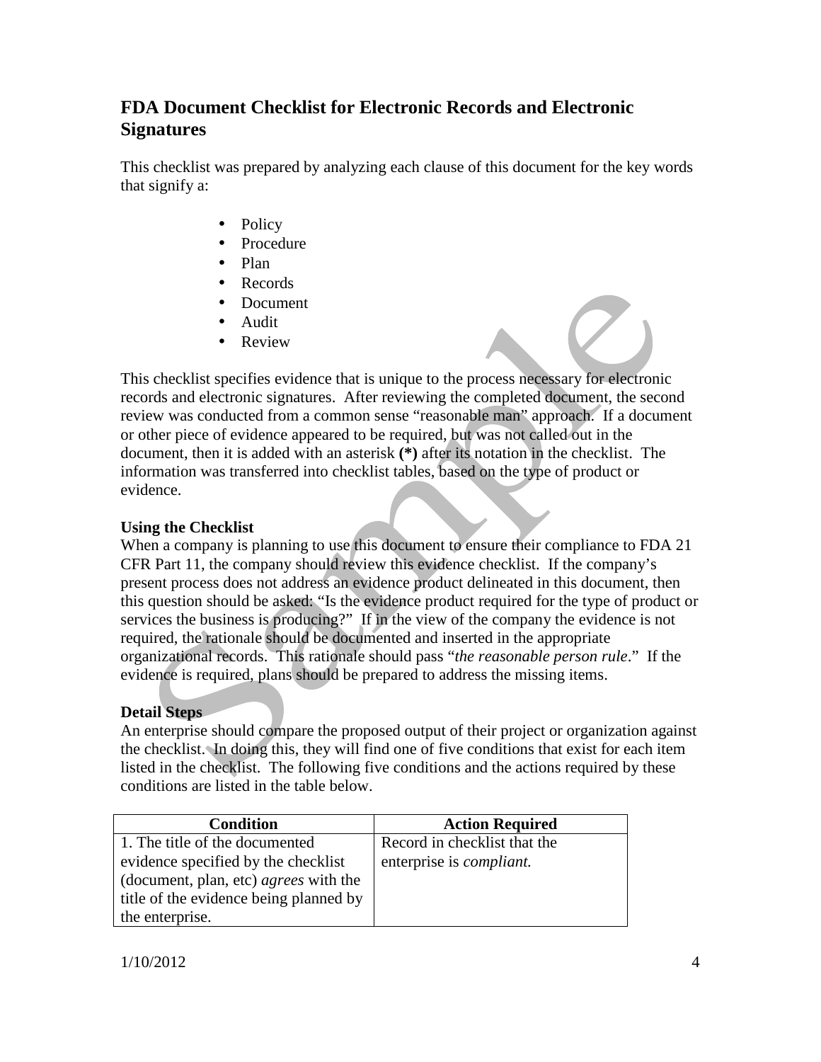## FDA Document Checklist for Electronic Records and Electronic Signatures

This checklist was prepared by analyzing each clause of this document for the key words that signify a:

- Policy
- Procedure
- Plan
- Records
- Document
- Audit
- Review

This checklist specifies evidence that is unique to the process necessary for electronic records and electronic signatures. After reviewing the completed document, the second review was conducted from a common sense "reasonable man" approach. If a document or other piece of evidence appeared to be required, but was not called out in the document, then it is added with an asterisk **(*)** after its notation in the checklist. The information was transferred into checklist tables, based on the type of product or evidence.

**Using the Checklist**

When a company is planning to use this document to ensure their compliance to FDA 21 CFR Part 11, the company should review this evidence checklist. If the company's present process does not address an evidence product delineated in this document, then this question should be asked: "Is the evidence product required for the type of product or services the business is producing?" If in the view of the company the evidence is not required, the rationale should be documented and inserted in the appropriate organizational records. This rationale should pass "*the reasonable person rule*." If the evidence is required, plans should be prepared to address the missing items.

**Detail Steps**

An enterprise should compare the proposed output of their project or organization against the checklist. In doing this, they will find one of five conditions that exist for each item listed in the checklist. The following five conditions and the actions required by these conditions are listed in the table below.

| Condition | Action Required |
|---|---|
| 1. The title of the documented evidence specified by the checklist (document, plan, etc) *agrees* with the title of the evidence being planned by the enterprise. | Record in checklist that the enterprise is *compliant.* |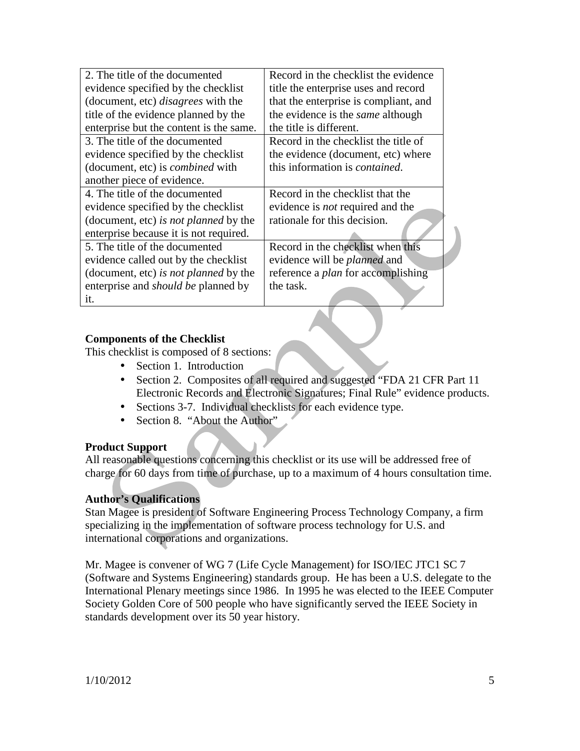| | |
|---|---|
| 2. The title of the documented evidence specified by the checklist (document, etc) *disagrees* with the title of the evidence planned by the enterprise but the content is the same. | Record in the checklist the evidence title the enterprise uses and record that the enterprise is compliant, and the evidence is the *same* although the title is different. |
| 3. The title of the documented evidence specified by the checklist (document, etc) is *combined* with another piece of evidence. | Record in the checklist the title of the evidence (document, etc) where this information is *contained*. |
| 4. The title of the documented evidence specified by the checklist (document, etc) *is not planned* by the enterprise because it is not required. | Record in the checklist that the evidence is *not* required and the rationale for this decision. |
| 5. The title of the documented evidence called out by the checklist (document, etc) *is not planned* by the enterprise and *should be* planned by it. | Record in the checklist when this evidence will be *planned* and reference a *plan* for accomplishing the task. |

**Components of the Checklist**

This checklist is composed of 8 sections:

- Section 1. Introduction
- Section 2. Composites of all required and suggested "FDA 21 CFR Part 11 Electronic Records and Electronic Signatures; Final Rule" evidence products.
- Sections 3-7. Individual checklists for each evidence type.
- Section 8. "About the Author"

**Product Support**

All reasonable questions concerning this checklist or its use will be addressed free of charge for 60 days from time of purchase, up to a maximum of 4 hours consultation time.

**Author's Qualifications**

Stan Magee is president of Software Engineering Process Technology Company, a firm specializing in the implementation of software process technology for U.S. and international corporations and organizations.

Mr. Magee is convener of WG 7 (Life Cycle Management) for ISO/IEC JTC1 SC 7 (Software and Systems Engineering) standards group. He has been a U.S. delegate to the International Plenary meetings since 1986. In 1995 he was elected to the IEEE Computer Society Golden Core of 500 people who have significantly served the IEEE Society in standards development over its 50 year history.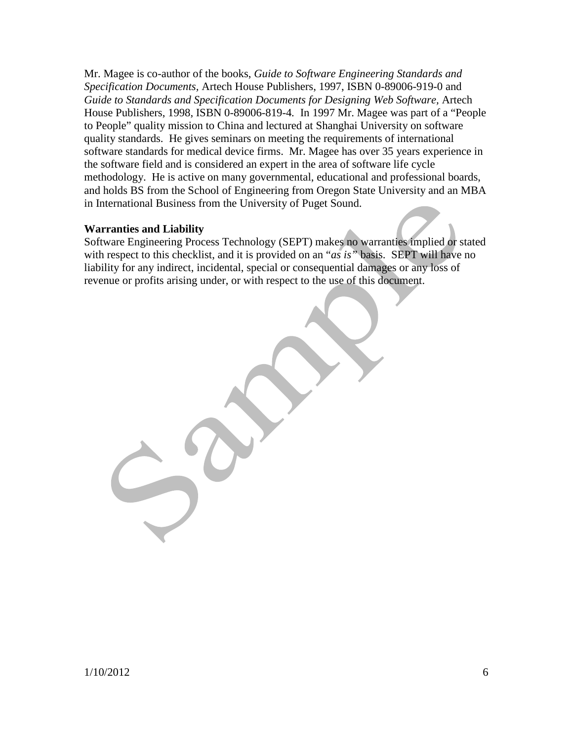Mr. Magee is co-author of the books, *Guide to Software Engineering Standards and Specification Documents*, Artech House Publishers, 1997, ISBN 0-89006-919-0 and *Guide to Standards and Specification Documents for Designing Web Software*, Artech House Publishers, 1998, ISBN 0-89006-819-4. In 1997 Mr. Magee was part of a "People to People" quality mission to China and lectured at Shanghai University on software quality standards. He gives seminars on meeting the requirements of international software standards for medical device firms. Mr. Magee has over 35 years experience in the software field and is considered an expert in the area of software life cycle methodology. He is active on many governmental, educational and professional boards, and holds BS from the School of Engineering from Oregon State University and an MBA in International Business from the University of Puget Sound.

**Warranties and Liability**

Software Engineering Process Technology (SEPT) makes no warranties implied or stated with respect to this checklist, and it is provided on an "*as is"* basis. SEPT will have no liability for any indirect, incidental, special or consequential damages or any loss of revenue or profits arising under, or with respect to the use of this document.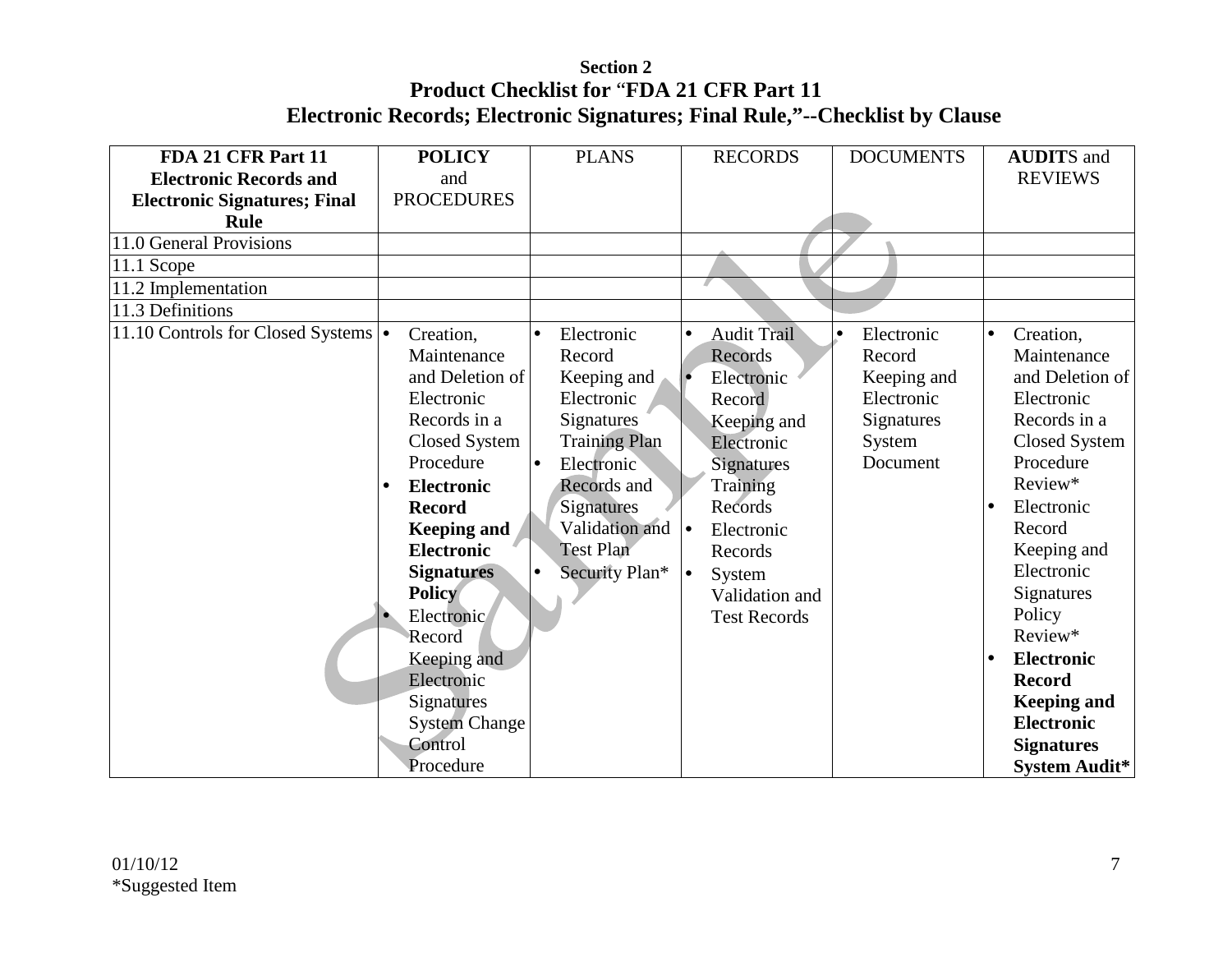**Section 2**

## Product Checklist for "FDA 21 CFR Part 11 Electronic Records; Electronic Signatures; Final Rule,"--Checklist by Clause

| **FDA 21 CFR Part 11 Electronic Records and Electronic Signatures; Final Rule** | **POLICY** and PROCEDURES | PLANS | RECORDS | DOCUMENTS | **AUDIT**S and REVIEWS |
|---|---|---|---|---|---|
| 11.0 General Provisions | | | | | |
| 11.1 Scope | | | | | |
| 11.2 Implementation | | | | | |
| 11.3 Definitions | | | | | |
| 11.10 Controls for Closed Systems | • Creation, Maintenance and Deletion of Electronic Records in a Closed System Procedure<br>• **Electronic Record Keeping and Electronic Signatures Policy**<br>• Electronic Record Keeping and Electronic Signatures System Change Control Procedure | • Electronic Record Keeping and Electronic Signatures Training Plan<br>• Electronic Records and Signatures Validation and Test Plan<br>• Security Plan* | • Audit Trail Records<br>• Electronic Record Keeping and Electronic Signatures Training Records<br>• Electronic Records<br>• System Validation and Test Records | • Electronic Record Keeping and Electronic Signatures System Document | • Creation, Maintenance and Deletion of Electronic Records in a Closed System Procedure Review*<br>• Electronic Record Keeping and Electronic Signatures Policy Review*<br>• **Electronic Record Keeping and Electronic Signatures System Audit*** |

01/10/12

*Suggested Item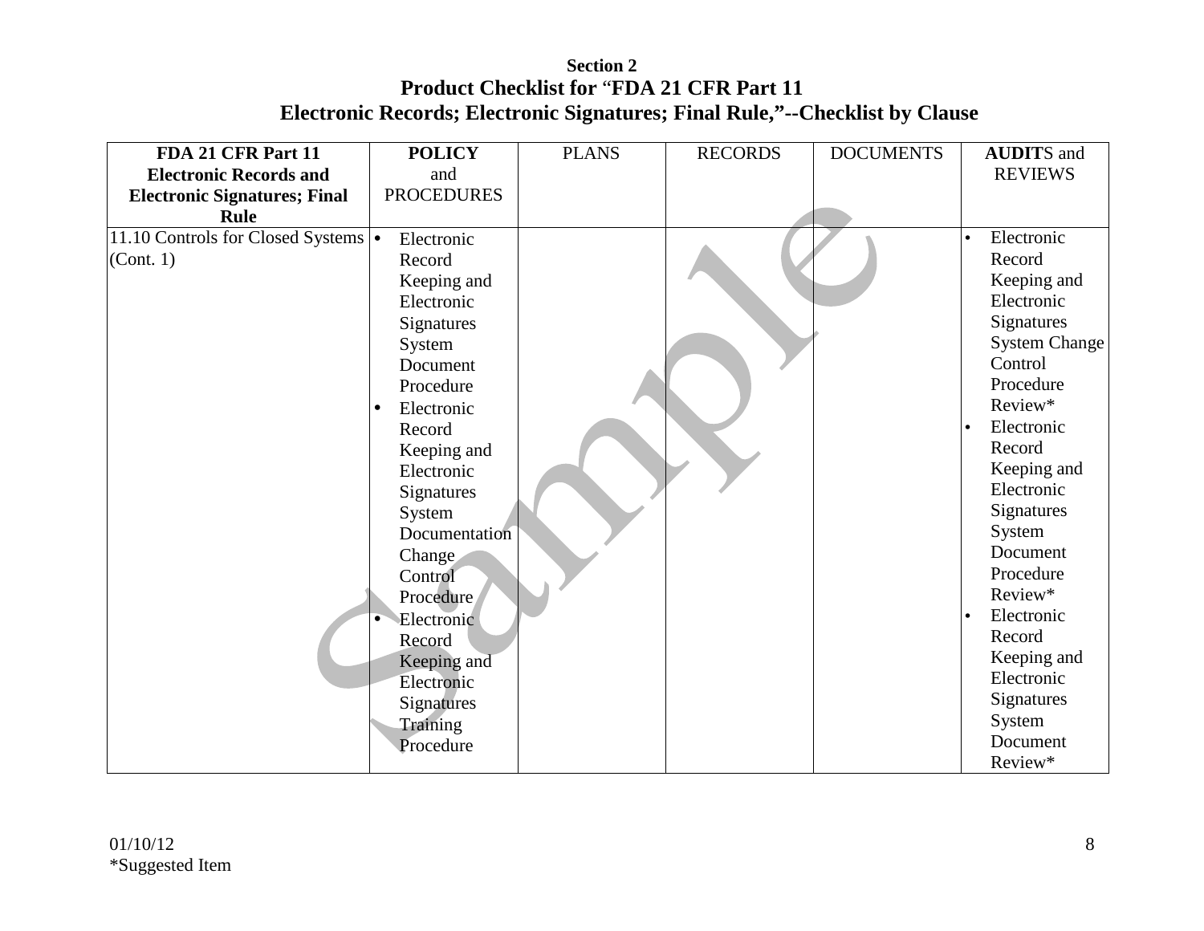**Section 2**

**Product Checklist for "FDA 21 CFR Part 11 Electronic Records; Electronic Signatures; Final Rule,"--Checklist by Clause**

| **FDA 21 CFR Part 11 Electronic Records and Electronic Signatures; Final Rule** | **POLICY** and PROCEDURES | PLANS | RECORDS | DOCUMENTS | **AUDIT**S and REVIEWS |
|---|---|---|---|---|---|
| 11.10 Controls for Closed Systems (Cont. 1) | • Electronic Record Keeping and Electronic Signatures System Document Procedure<br>• Electronic Record Keeping and Electronic Signatures System Documentation Change Control Procedure<br>• Electronic Record Keeping and Electronic Signatures Training Procedure | | | | • Electronic Record Keeping and Electronic Signatures System Change Control Procedure Review*<br>• Electronic Record Keeping and Electronic Signatures System Document Procedure Review*<br>• Electronic Record Keeping and Electronic Signatures System Document Review* |

01/10/12

*Suggested Item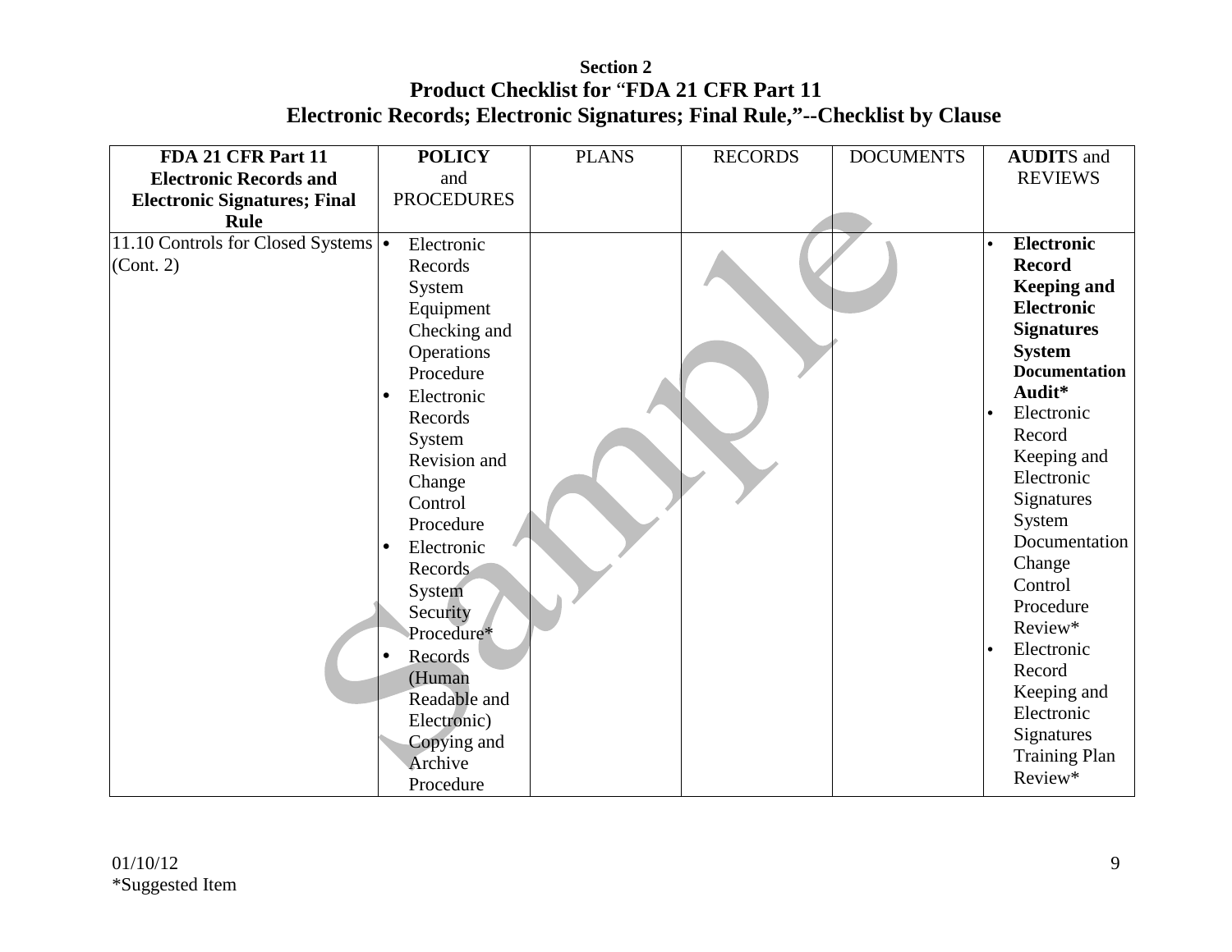**Section 2**

**Product Checklist for "FDA 21 CFR Part 11 Electronic Records; Electronic Signatures; Final Rule,"--Checklist by Clause**

| FDA 21 CFR Part 11 Electronic Records and Electronic Signatures; Final Rule | POLICY and PROCEDURES | PLANS | RECORDS | DOCUMENTS | AUDITS and REVIEWS |
|---|---|---|---|---|---|
| 11.10 Controls for Closed Systems (Cont. 2) | • Electronic Records System Equipment Checking and Operations Procedure<br>• Electronic Records System Revision and Change Control Procedure<br>• Electronic Records System Security Procedure*<br>• Records (Human Readable and Electronic) Copying and Archive Procedure | | | | • **Electronic Record Keeping and Electronic Signatures System Documentation Audit***<br>• Electronic Record Keeping and Electronic Signatures System Documentation Change Control Procedure Review*<br>• Electronic Record Keeping and Electronic Signatures Training Plan Review* |

01/10/12

*Suggested Item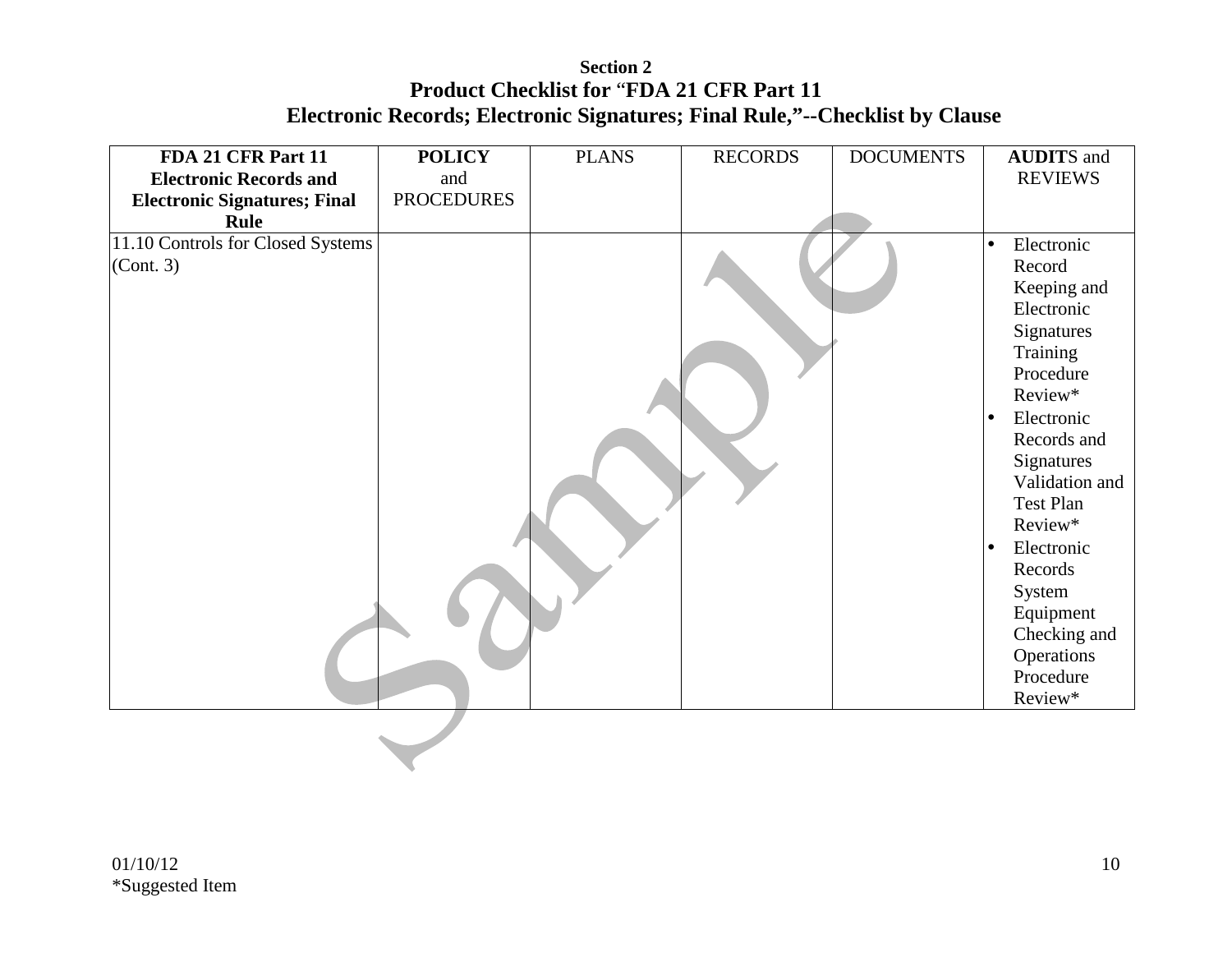**Section 2**

**Product Checklist for "FDA 21 CFR Part 11 Electronic Records; Electronic Signatures; Final Rule,"--Checklist by Clause**

| **FDA 21 CFR Part 11 Electronic Records and Electronic Signatures; Final Rule** | **POLICY** and PROCEDURES | PLANS | RECORDS | DOCUMENTS | **AUDIT**S and REVIEWS |
|---|---|---|---|---|---|
| 11.10 Controls for Closed Systems (Cont. 3) | | | | | • Electronic Record Keeping and Electronic Signatures Training Procedure Review* <br> • Electronic Records and Signatures Validation and Test Plan Review* <br> • Electronic Records System Equipment Checking and Operations Procedure Review* |

01/10/12

*Suggested Item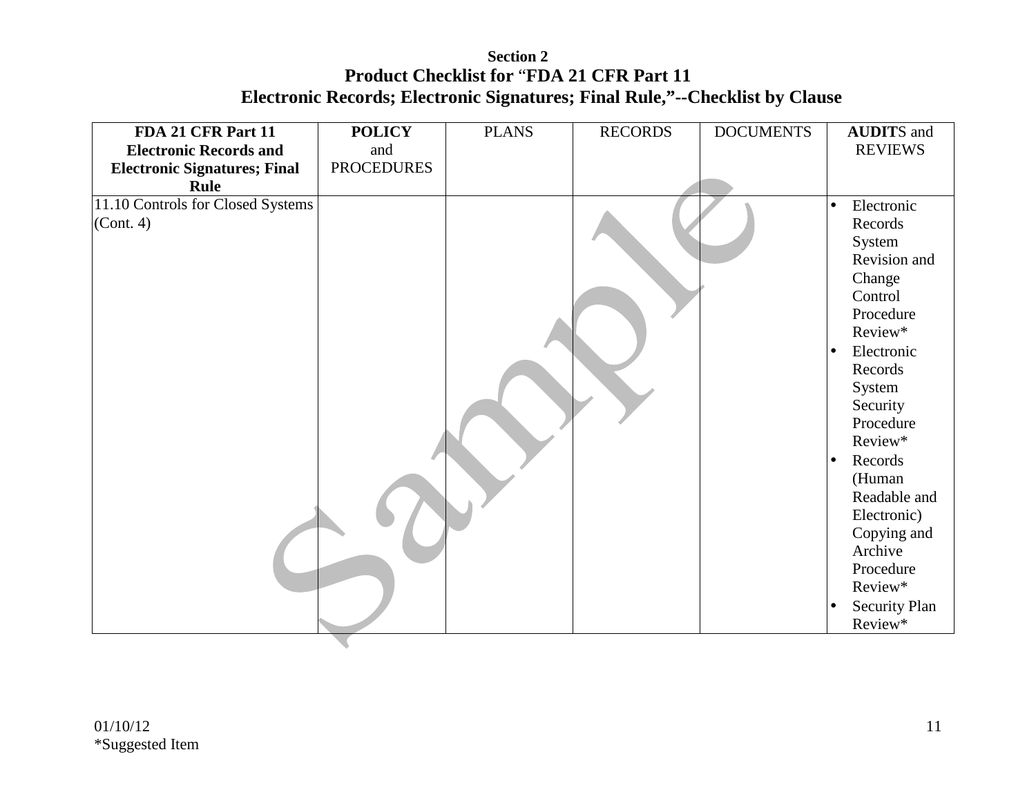**Section 2**

**Product Checklist for "FDA 21 CFR Part 11 Electronic Records; Electronic Signatures; Final Rule,"--Checklist by Clause**

| **FDA 21 CFR Part 11 Electronic Records and Electronic Signatures; Final Rule** | **POLICY** and PROCEDURES | PLANS | RECORDS | DOCUMENTS | **AUDIT**S and REVIEWS |
|---|---|---|---|---|---|
| 11.10 Controls for Closed Systems (Cont. 4) | | | | | • Electronic Records System Revision and Change Control Procedure Review*<br>• Electronic Records System Security Procedure Review*<br>• Records (Human Readable and Electronic) Copying and Archive Procedure Review*<br>• Security Plan Review* |

01/10/12

*Suggested Item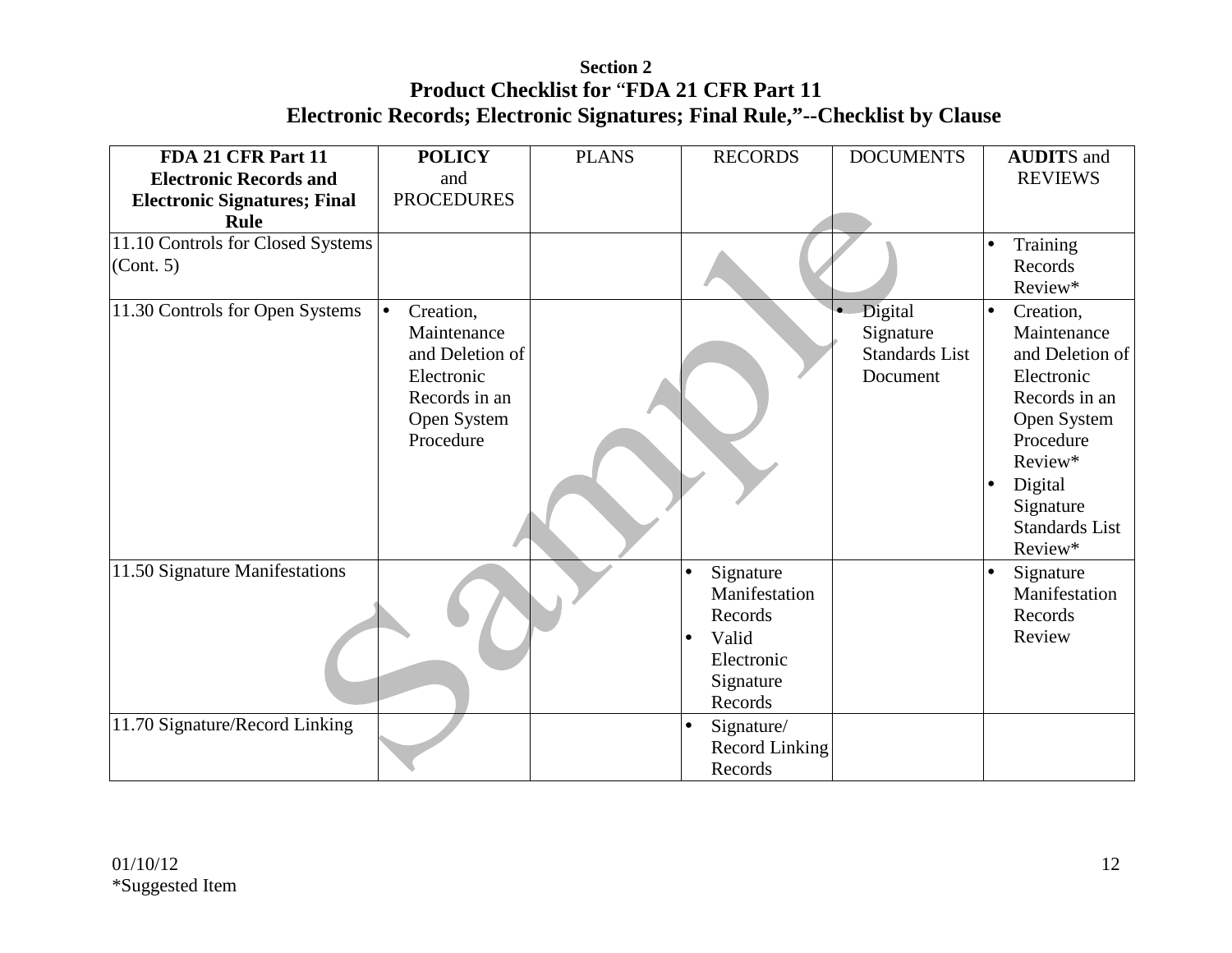**Section 2**

## Product Checklist for "FDA 21 CFR Part 11 Electronic Records; Electronic Signatures; Final Rule,"--Checklist by Clause

| **FDA 21 CFR Part 11 Electronic Records and Electronic Signatures; Final Rule** | **POLICY** and PROCEDURES | PLANS | RECORDS | DOCUMENTS | **AUDIT**S and REVIEWS |
|---|---|---|---|---|---|
| 11.10 Controls for Closed Systems (Cont. 5) | | | | | • Training Records Review* |
| 11.30 Controls for Open Systems | • Creation, Maintenance and Deletion of Electronic Records in an Open System Procedure | | | • Digital Signature Standards List Document | • Creation, Maintenance and Deletion of Electronic Records in an Open System Procedure Review*<br>• Digital Signature Standards List Review* |
| 11.50 Signature Manifestations | | | • Signature Manifestation Records<br>• Valid Electronic Signature Records | | • Signature Manifestation Records Review |
| 11.70 Signature/Record Linking | | | • Signature/ Record Linking Records | | |

01/10/12

*Suggested Item